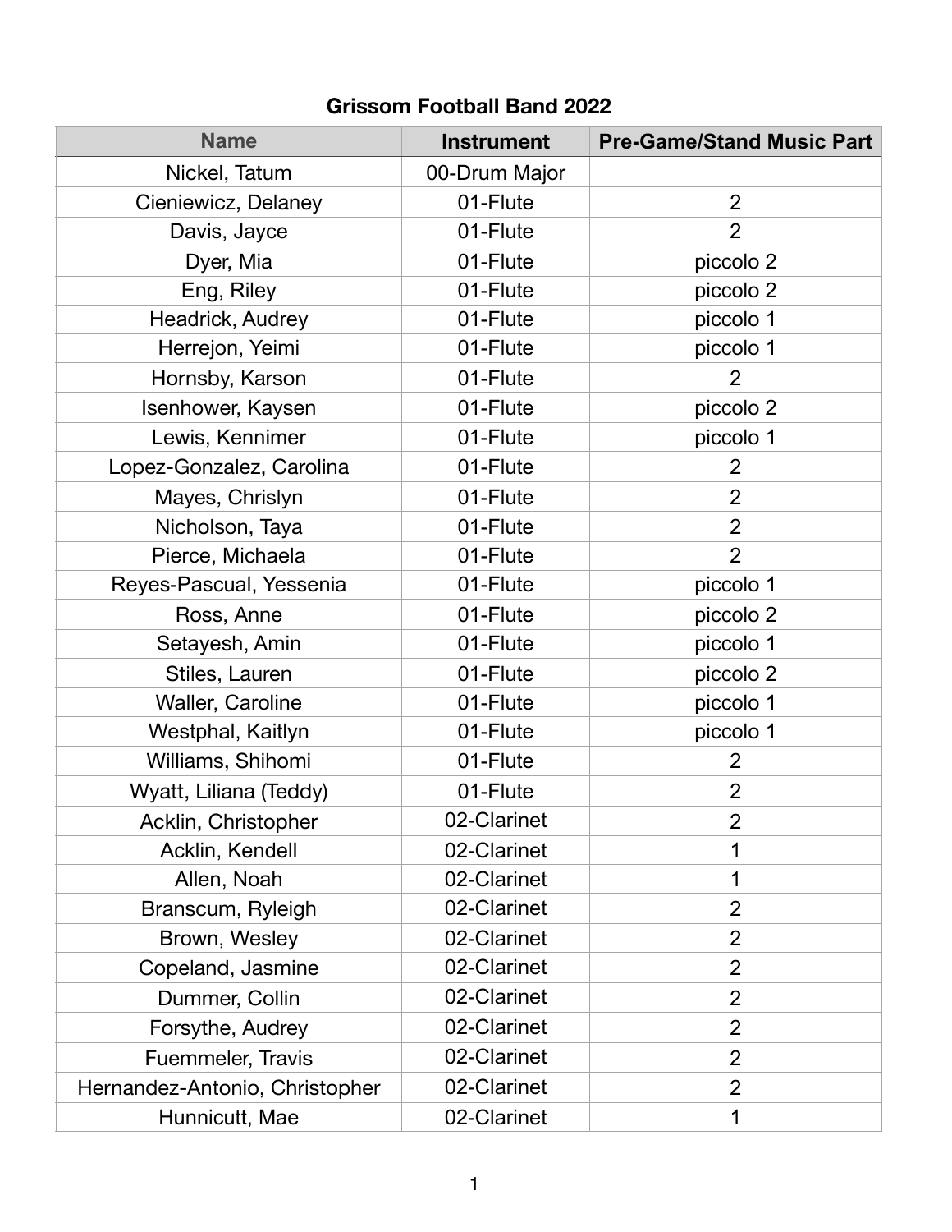# Grissom Football Band 2022

| Name | Instrument | Pre-Game/Stand Music Part |
| --- | --- | --- |
| Nickel, Tatum | 00-Drum Major | |
| Cieniewicz, Delaney | 01-Flute | 2 |
| Davis, Jayce | 01-Flute | 2 |
| Dyer, Mia | 01-Flute | piccolo 2 |
| Eng, Riley | 01-Flute | piccolo 2 |
| Headrick, Audrey | 01-Flute | piccolo 1 |
| Herrejon, Yeimi | 01-Flute | piccolo 1 |
| Hornsby, Karson | 01-Flute | 2 |
| Isenhower, Kaysen | 01-Flute | piccolo 2 |
| Lewis, Kennimer | 01-Flute | piccolo 1 |
| Lopez-Gonzalez, Carolina | 01-Flute | 2 |
| Mayes, Chrislyn | 01-Flute | 2 |
| Nicholson, Taya | 01-Flute | 2 |
| Pierce, Michaela | 01-Flute | 2 |
| Reyes-Pascual, Yessenia | 01-Flute | piccolo 1 |
| Ross, Anne | 01-Flute | piccolo 2 |
| Setayesh, Amin | 01-Flute | piccolo 1 |
| Stiles, Lauren | 01-Flute | piccolo 2 |
| Waller, Caroline | 01-Flute | piccolo 1 |
| Westphal, Kaitlyn | 01-Flute | piccolo 1 |
| Williams, Shihomi | 01-Flute | 2 |
| Wyatt, Liliana (Teddy) | 01-Flute | 2 |
| Acklin, Christopher | 02-Clarinet | 2 |
| Acklin, Kendell | 02-Clarinet | 1 |
| Allen, Noah | 02-Clarinet | 1 |
| Branscum, Ryleigh | 02-Clarinet | 2 |
| Brown, Wesley | 02-Clarinet | 2 |
| Copeland, Jasmine | 02-Clarinet | 2 |
| Dummer, Collin | 02-Clarinet | 2 |
| Forsythe, Audrey | 02-Clarinet | 2 |
| Fuemmeler, Travis | 02-Clarinet | 2 |
| Hernandez-Antonio, Christopher | 02-Clarinet | 2 |
| Hunnicutt, Mae | 02-Clarinet | 1 |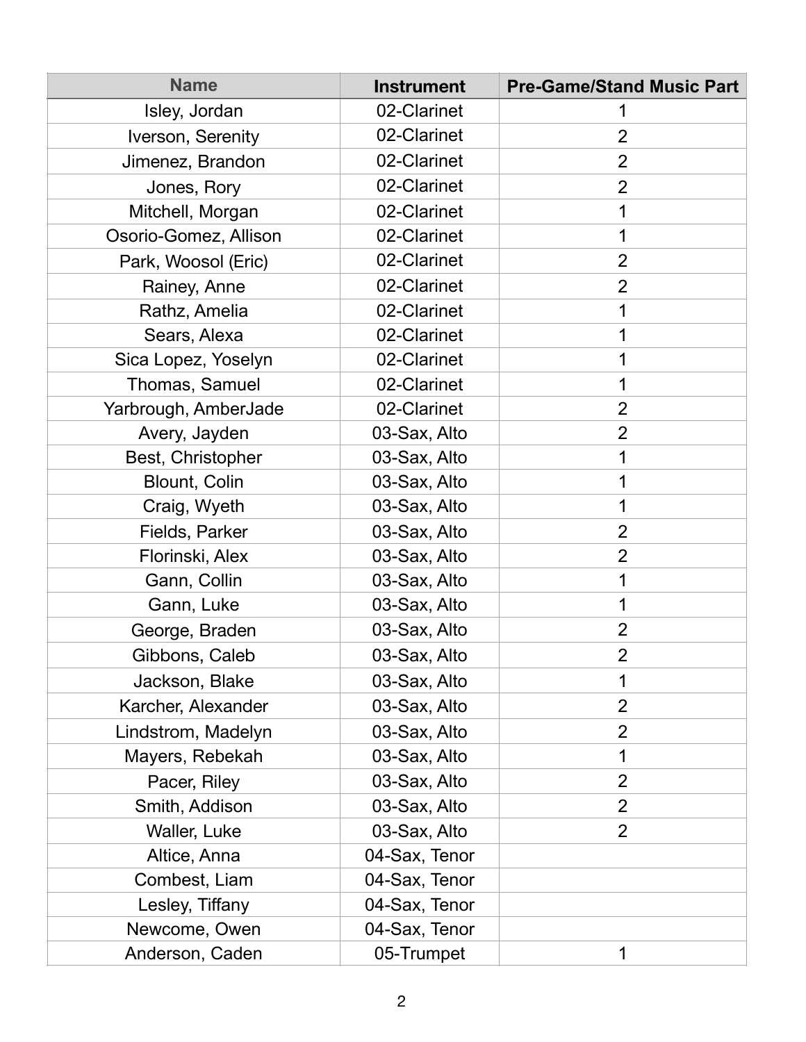| Name | Instrument | Pre-Game/Stand Music Part |
| --- | --- | --- |
| Isley, Jordan | 02-Clarinet | 1 |
| Iverson, Serenity | 02-Clarinet | 2 |
| Jimenez, Brandon | 02-Clarinet | 2 |
| Jones, Rory | 02-Clarinet | 2 |
| Mitchell, Morgan | 02-Clarinet | 1 |
| Osorio-Gomez, Allison | 02-Clarinet | 1 |
| Park, Woosol (Eric) | 02-Clarinet | 2 |
| Rainey, Anne | 02-Clarinet | 2 |
| Rathz, Amelia | 02-Clarinet | 1 |
| Sears, Alexa | 02-Clarinet | 1 |
| Sica Lopez, Yoselyn | 02-Clarinet | 1 |
| Thomas, Samuel | 02-Clarinet | 1 |
| Yarbrough, AmberJade | 02-Clarinet | 2 |
| Avery, Jayden | 03-Sax, Alto | 2 |
| Best, Christopher | 03-Sax, Alto | 1 |
| Blount, Colin | 03-Sax, Alto | 1 |
| Craig, Wyeth | 03-Sax, Alto | 1 |
| Fields, Parker | 03-Sax, Alto | 2 |
| Florinski, Alex | 03-Sax, Alto | 2 |
| Gann, Collin | 03-Sax, Alto | 1 |
| Gann, Luke | 03-Sax, Alto | 1 |
| George, Braden | 03-Sax, Alto | 2 |
| Gibbons, Caleb | 03-Sax, Alto | 2 |
| Jackson, Blake | 03-Sax, Alto | 1 |
| Karcher, Alexander | 03-Sax, Alto | 2 |
| Lindstrom, Madelyn | 03-Sax, Alto | 2 |
| Mayers, Rebekah | 03-Sax, Alto | 1 |
| Pacer, Riley | 03-Sax, Alto | 2 |
| Smith, Addison | 03-Sax, Alto | 2 |
| Waller, Luke | 03-Sax, Alto | 2 |
| Altice, Anna | 04-Sax, Tenor | |
| Combest, Liam | 04-Sax, Tenor | |
| Lesley, Tiffany | 04-Sax, Tenor | |
| Newcome, Owen | 04-Sax, Tenor | |
| Anderson, Caden | 05-Trumpet | 1 |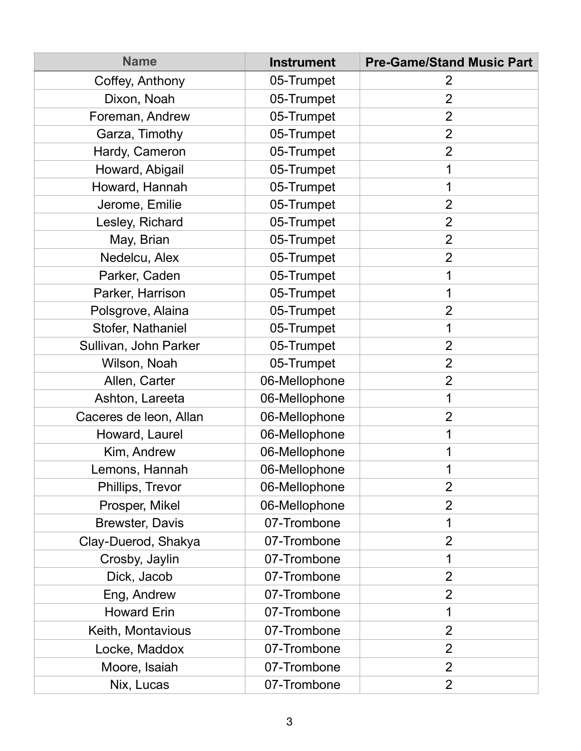| Name | Instrument | Pre-Game/Stand Music Part |
| --- | --- | --- |
| Coffey, Anthony | 05-Trumpet | 2 |
| Dixon, Noah | 05-Trumpet | 2 |
| Foreman, Andrew | 05-Trumpet | 2 |
| Garza, Timothy | 05-Trumpet | 2 |
| Hardy, Cameron | 05-Trumpet | 2 |
| Howard, Abigail | 05-Trumpet | 1 |
| Howard, Hannah | 05-Trumpet | 1 |
| Jerome, Emilie | 05-Trumpet | 2 |
| Lesley, Richard | 05-Trumpet | 2 |
| May, Brian | 05-Trumpet | 2 |
| Nedelcu, Alex | 05-Trumpet | 2 |
| Parker, Caden | 05-Trumpet | 1 |
| Parker, Harrison | 05-Trumpet | 1 |
| Polsgrove, Alaina | 05-Trumpet | 2 |
| Stofer, Nathaniel | 05-Trumpet | 1 |
| Sullivan, John Parker | 05-Trumpet | 2 |
| Wilson, Noah | 05-Trumpet | 2 |
| Allen, Carter | 06-Mellophone | 2 |
| Ashton, Lareeta | 06-Mellophone | 1 |
| Caceres de leon, Allan | 06-Mellophone | 2 |
| Howard, Laurel | 06-Mellophone | 1 |
| Kim, Andrew | 06-Mellophone | 1 |
| Lemons, Hannah | 06-Mellophone | 1 |
| Phillips, Trevor | 06-Mellophone | 2 |
| Prosper, Mikel | 06-Mellophone | 2 |
| Brewster, Davis | 07-Trombone | 1 |
| Clay-Duerod, Shakya | 07-Trombone | 2 |
| Crosby, Jaylin | 07-Trombone | 1 |
| Dick, Jacob | 07-Trombone | 2 |
| Eng, Andrew | 07-Trombone | 2 |
| Howard Erin | 07-Trombone | 1 |
| Keith, Montavious | 07-Trombone | 2 |
| Locke, Maddox | 07-Trombone | 2 |
| Moore, Isaiah | 07-Trombone | 2 |
| Nix, Lucas | 07-Trombone | 2 |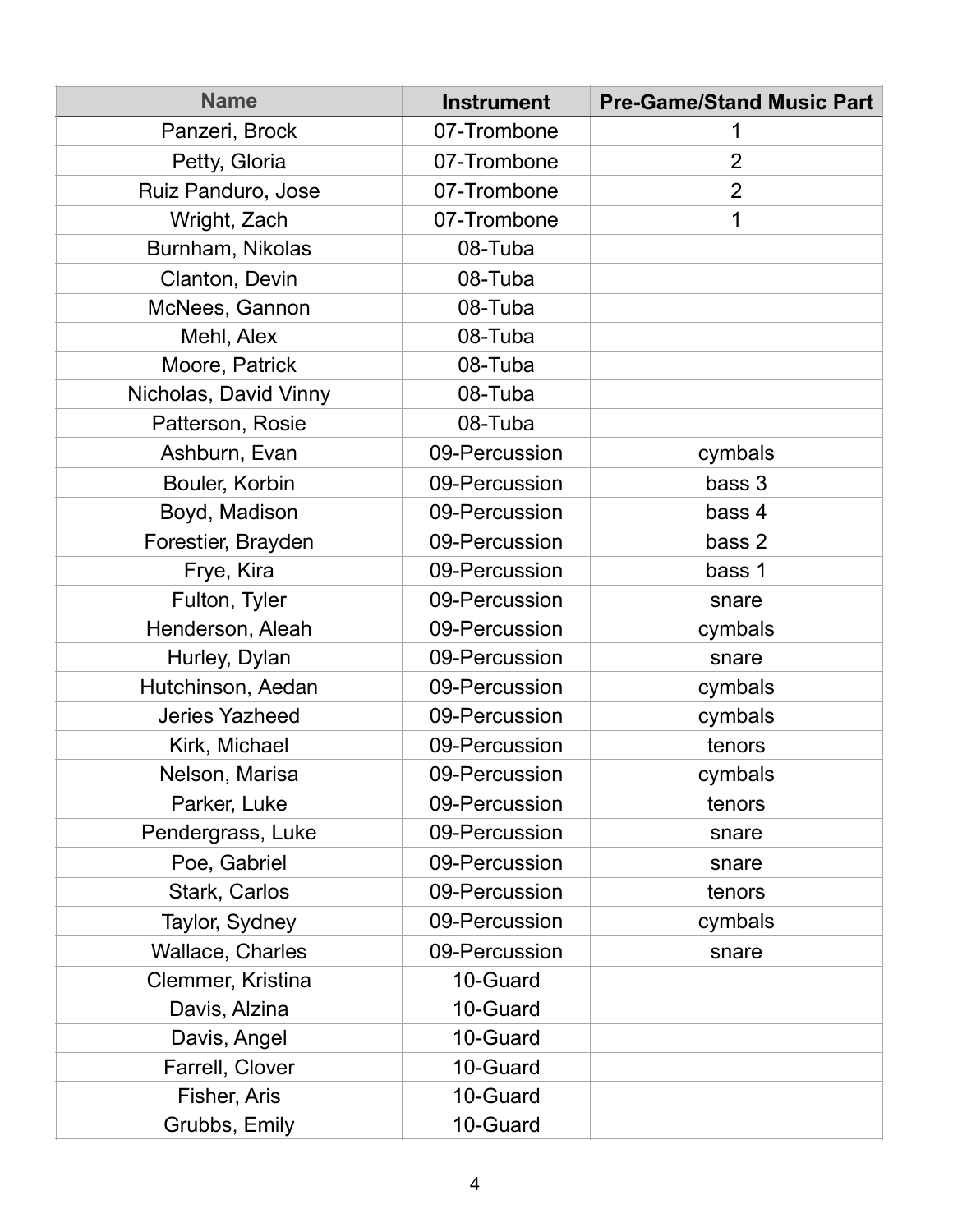| Name | Instrument | Pre-Game/Stand Music Part |
| --- | --- | --- |
| Panzeri, Brock | 07-Trombone | 1 |
| Petty, Gloria | 07-Trombone | 2 |
| Ruiz Panduro, Jose | 07-Trombone | 2 |
| Wright, Zach | 07-Trombone | 1 |
| Burnham, Nikolas | 08-Tuba | |
| Clanton, Devin | 08-Tuba | |
| McNees, Gannon | 08-Tuba | |
| Mehl, Alex | 08-Tuba | |
| Moore, Patrick | 08-Tuba | |
| Nicholas, David Vinny | 08-Tuba | |
| Patterson, Rosie | 08-Tuba | |
| Ashburn, Evan | 09-Percussion | cymbals |
| Bouler, Korbin | 09-Percussion | bass 3 |
| Boyd, Madison | 09-Percussion | bass 4 |
| Forestier, Brayden | 09-Percussion | bass 2 |
| Frye, Kira | 09-Percussion | bass 1 |
| Fulton, Tyler | 09-Percussion | snare |
| Henderson, Aleah | 09-Percussion | cymbals |
| Hurley, Dylan | 09-Percussion | snare |
| Hutchinson, Aedan | 09-Percussion | cymbals |
| Jeries Yazheed | 09-Percussion | cymbals |
| Kirk, Michael | 09-Percussion | tenors |
| Nelson, Marisa | 09-Percussion | cymbals |
| Parker, Luke | 09-Percussion | tenors |
| Pendergrass, Luke | 09-Percussion | snare |
| Poe, Gabriel | 09-Percussion | snare |
| Stark, Carlos | 09-Percussion | tenors |
| Taylor, Sydney | 09-Percussion | cymbals |
| Wallace, Charles | 09-Percussion | snare |
| Clemmer, Kristina | 10-Guard | |
| Davis, Alzina | 10-Guard | |
| Davis, Angel | 10-Guard | |
| Farrell, Clover | 10-Guard | |
| Fisher, Aris | 10-Guard | |
| Grubbs, Emily | 10-Guard | |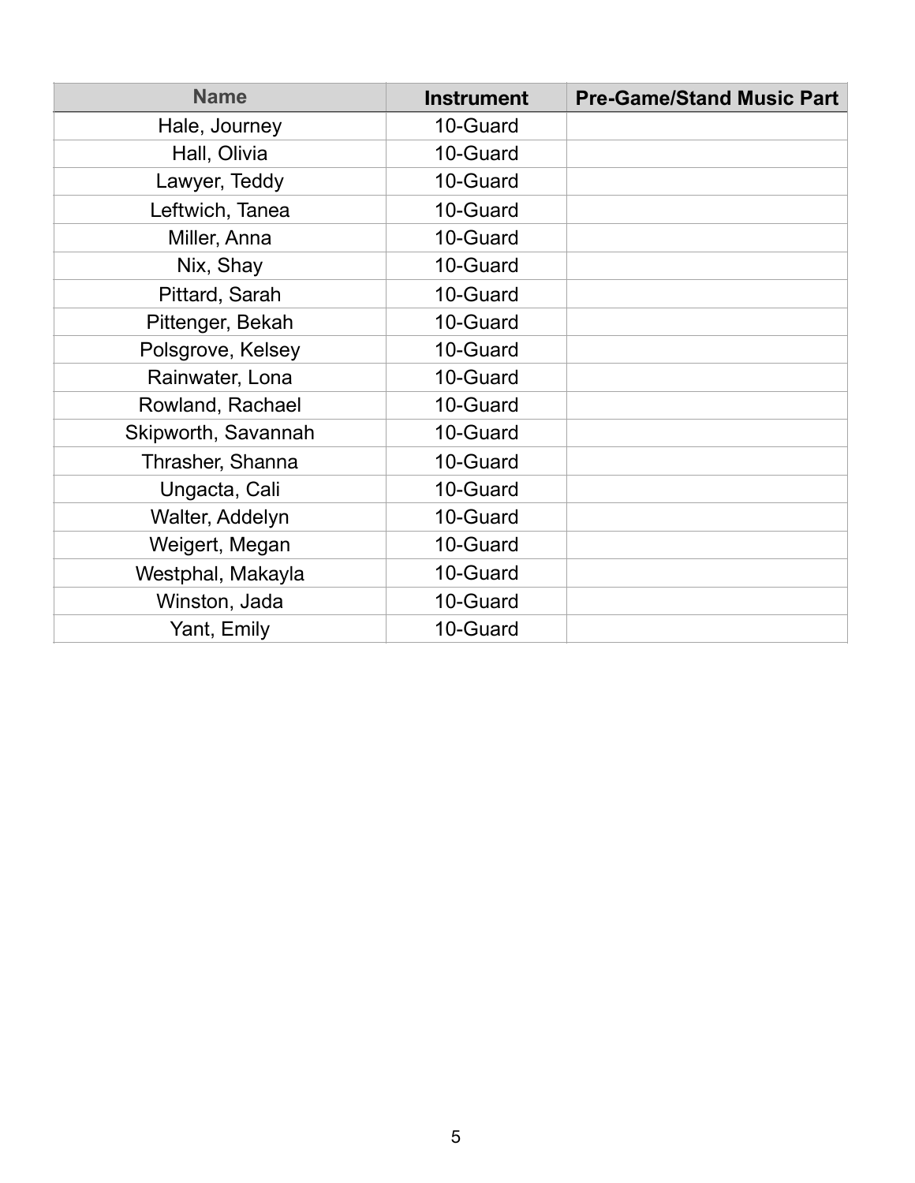| Name | Instrument | Pre-Game/Stand Music Part |
|---|---|---|
| Hale, Journey | 10-Guard | |
| Hall, Olivia | 10-Guard | |
| Lawyer, Teddy | 10-Guard | |
| Leftwich, Tanea | 10-Guard | |
| Miller, Anna | 10-Guard | |
| Nix, Shay | 10-Guard | |
| Pittard, Sarah | 10-Guard | |
| Pittenger, Bekah | 10-Guard | |
| Polsgrove, Kelsey | 10-Guard | |
| Rainwater, Lona | 10-Guard | |
| Rowland, Rachael | 10-Guard | |
| Skipworth, Savannah | 10-Guard | |
| Thrasher, Shanna | 10-Guard | |
| Ungacta, Cali | 10-Guard | |
| Walter, Addelyn | 10-Guard | |
| Weigert, Megan | 10-Guard | |
| Westphal, Makayla | 10-Guard | |
| Winston, Jada | 10-Guard | |
| Yant, Emily | 10-Guard | |